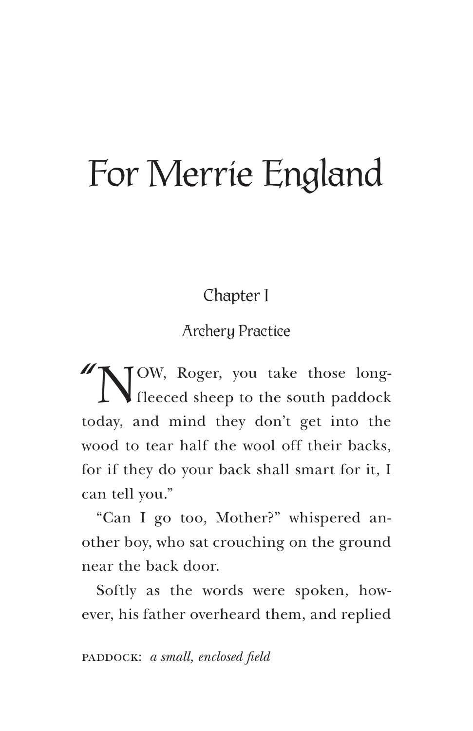# For Merrie England

## Chapter I

### Archery Practice

"NOW, Roger, you take those long-fleeced sheep to the south paddock today, and mind they don't get into the wood to tear half the wool off their backs, for if they do your back shall smart for it, I can tell you."

"Can I go too, Mother?" whispered another boy, who sat crouching on the ground near the back door.

Softly as the words were spoken, however, his father overheard them, and replied

PADDOCK: *a small, enclosed field*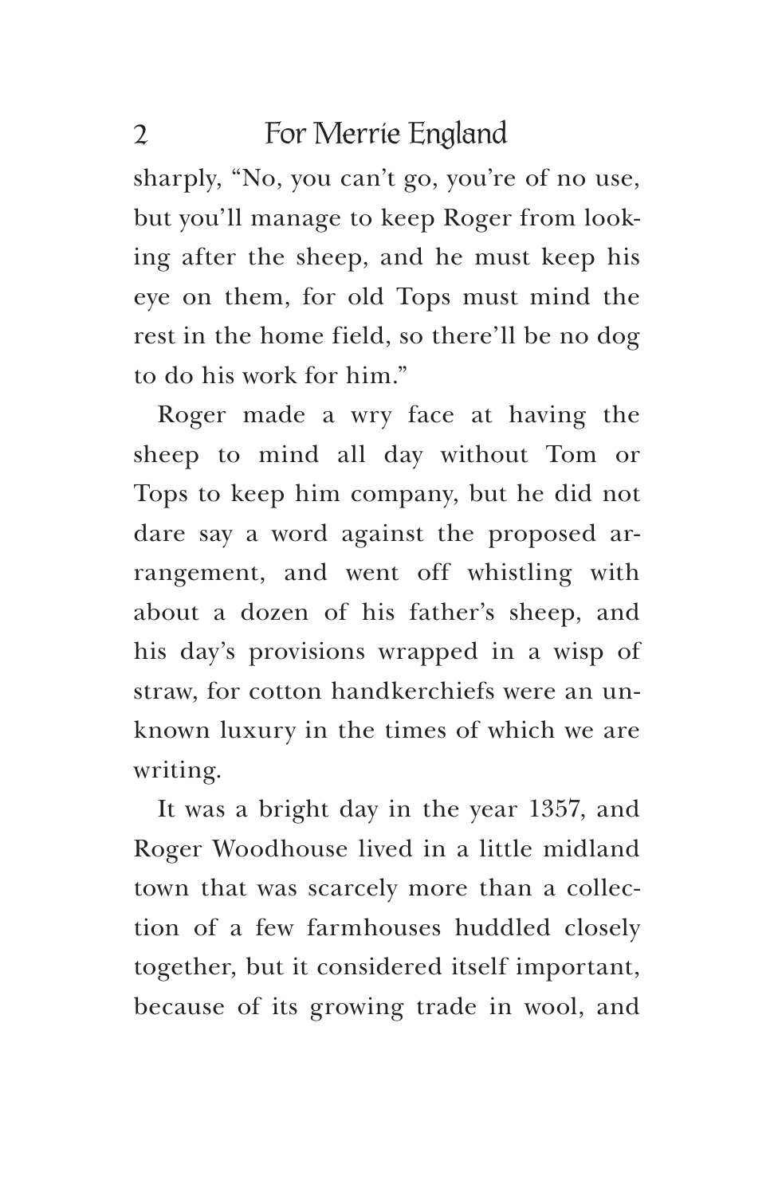sharply, "No, you can't go, you're of no use, but you'll manage to keep Roger from looking after the sheep, and he must keep his eye on them, for old Tops must mind the rest in the home field, so there'll be no dog to do his work for him."

Roger made a wry face at having the sheep to mind all day without Tom or Tops to keep him company, but he did not dare say a word against the proposed arrangement, and went off whistling with about a dozen of his father's sheep, and his day's provisions wrapped in a wisp of straw, for cotton handkerchiefs were an unknown luxury in the times of which we are writing.

It was a bright day in the year 1357, and Roger Woodhouse lived in a little midland town that was scarcely more than a collection of a few farmhouses huddled closely together, but it considered itself important, because of its growing trade in wool, and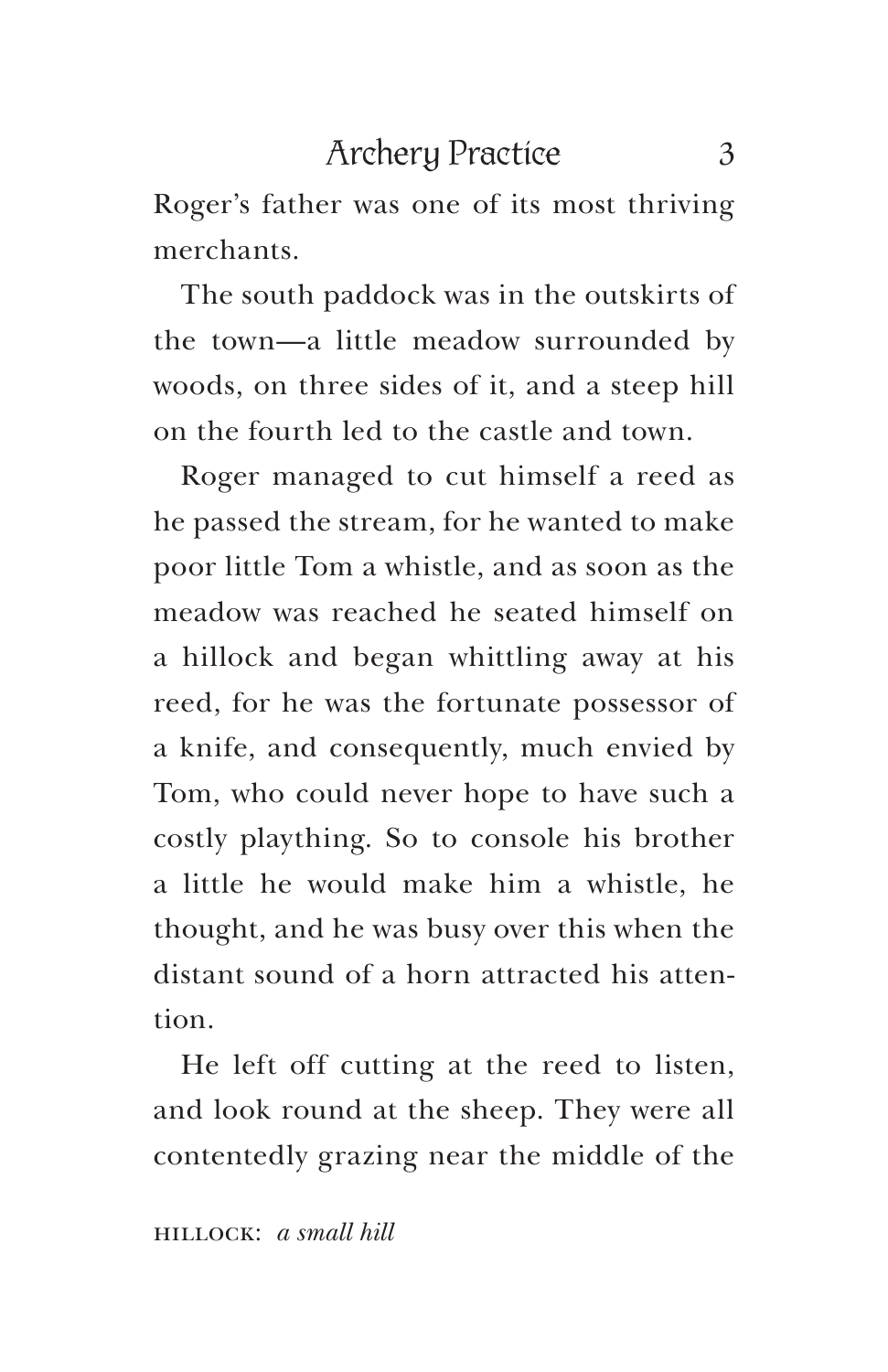Roger's father was one of its most thriving merchants.

The south paddock was in the outskirts of the town—a little meadow surrounded by woods, on three sides of it, and a steep hill on the fourth led to the castle and town.

Roger managed to cut himself a reed as he passed the stream, for he wanted to make poor little Tom a whistle, and as soon as the meadow was reached he seated himself on a hillock and began whittling away at his reed, for he was the fortunate possessor of a knife, and consequently, much envied by Tom, who could never hope to have such a costly plaything. So to console his brother a little he would make him a whistle, he thought, and he was busy over this when the distant sound of a horn attracted his attention.

He left off cutting at the reed to listen, and look round at the sheep. They were all contentedly grazing near the middle of the

HILLOCK: *a small hill*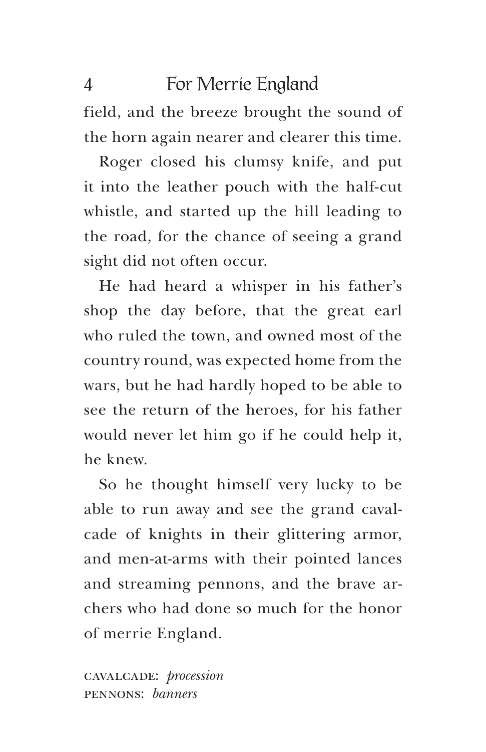field, and the breeze brought the sound of the horn again nearer and clearer this time.

Roger closed his clumsy knife, and put it into the leather pouch with the half-cut whistle, and started up the hill leading to the road, for the chance of seeing a grand sight did not often occur.

He had heard a whisper in his father's shop the day before, that the great earl who ruled the town, and owned most of the country round, was expected home from the wars, but he had hardly hoped to be able to see the return of the heroes, for his father would never let him go if he could help it, he knew.

So he thought himself very lucky to be able to run away and see the grand cavalcade of knights in their glittering armor, and men-at-arms with their pointed lances and streaming pennons, and the brave archers who had done so much for the honor of merrie England.

CAVALCADE: *procession*
PENNONS: *banners*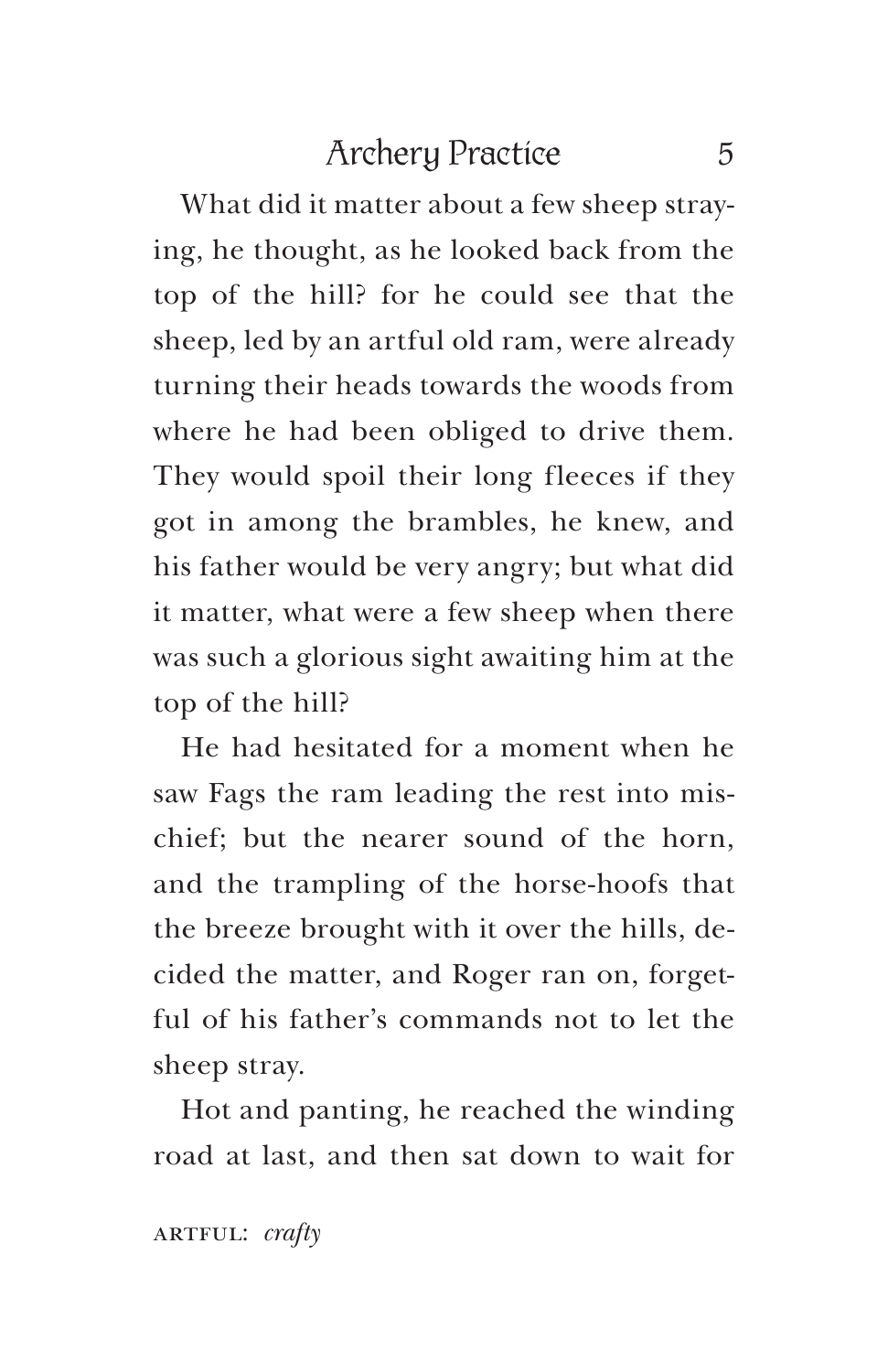What did it matter about a few sheep straying, he thought, as he looked back from the top of the hill? for he could see that the sheep, led by an artful old ram, were already turning their heads towards the woods from where he had been obliged to drive them. They would spoil their long fleeces if they got in among the brambles, he knew, and his father would be very angry; but what did it matter, what were a few sheep when there was such a glorious sight awaiting him at the top of the hill?

He had hesitated for a moment when he saw Fags the ram leading the rest into mischief; but the nearer sound of the horn, and the trampling of the horse-hoofs that the breeze brought with it over the hills, decided the matter, and Roger ran on, forgetful of his father's commands not to let the sheep stray.

Hot and panting, he reached the winding road at last, and then sat down to wait for

ARTFUL: *crafty*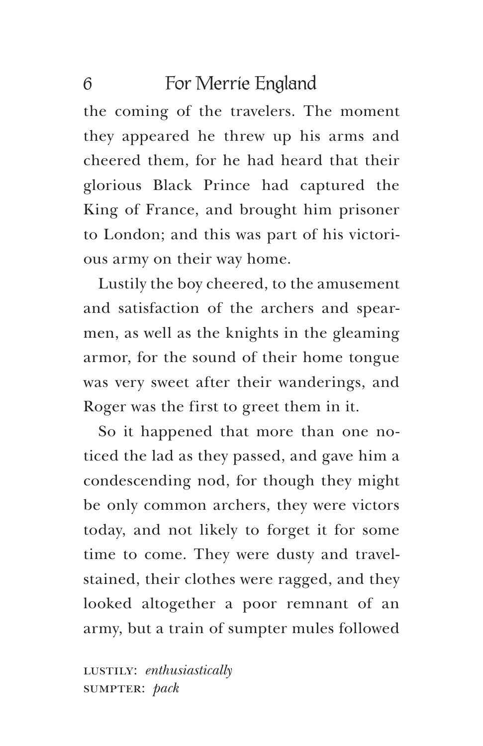the coming of the travelers. The moment they appeared he threw up his arms and cheered them, for he had heard that their glorious Black Prince had captured the King of France, and brought him prisoner to London; and this was part of his victorious army on their way home.

Lustily the boy cheered, to the amusement and satisfaction of the archers and spearmen, as well as the knights in the gleaming armor, for the sound of their home tongue was very sweet after their wanderings, and Roger was the first to greet them in it.

So it happened that more than one noticed the lad as they passed, and gave him a condescending nod, for though they might be only common archers, they were victors today, and not likely to forget it for some time to come. They were dusty and travel-stained, their clothes were ragged, and they looked altogether a poor remnant of an army, but a train of sumpter mules followed

LUSTILY: *enthusiastically*
SUMPTER: *pack*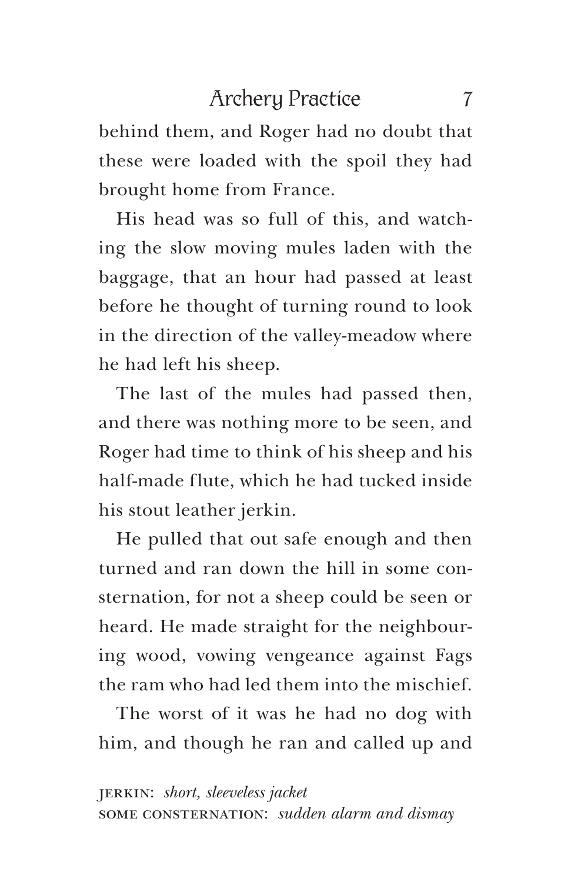behind them, and Roger had no doubt that these were loaded with the spoil they had brought home from France.

His head was so full of this, and watching the slow moving mules laden with the baggage, that an hour had passed at least before he thought of turning round to look in the direction of the valley-meadow where he had left his sheep.

The last of the mules had passed then, and there was nothing more to be seen, and Roger had time to think of his sheep and his half-made flute, which he had tucked inside his stout leather jerkin.

He pulled that out safe enough and then turned and ran down the hill in some consternation, for not a sheep could be seen or heard. He made straight for the neighbouring wood, vowing vengeance against Fags the ram who had led them into the mischief.

The worst of it was he had no dog with him, and though he ran and called up and

JERKIN: *short, sleeveless jacket*
SOME CONSTERNATION: *sudden alarm and dismay*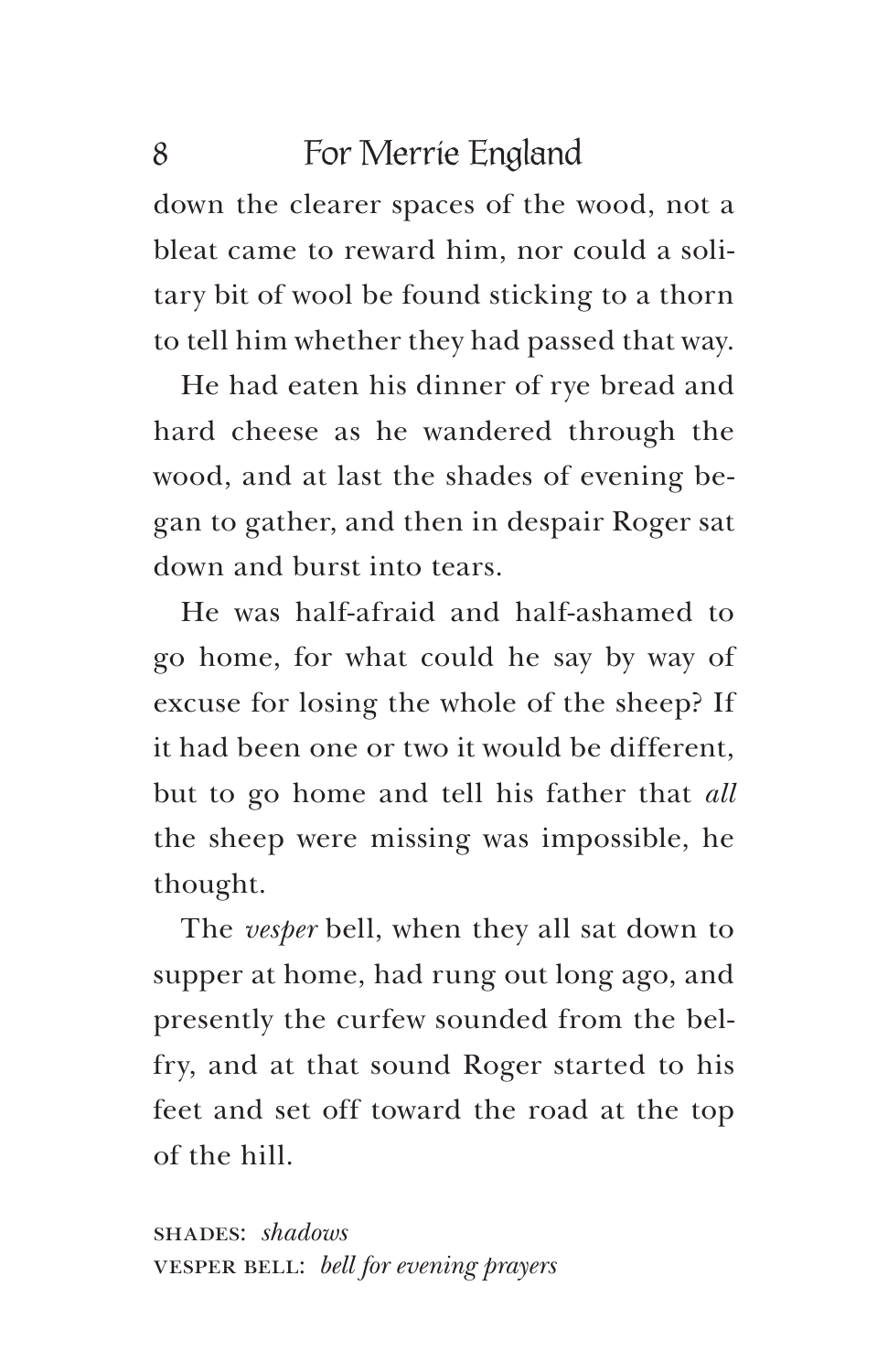down the clearer spaces of the wood, not a bleat came to reward him, nor could a solitary bit of wool be found sticking to a thorn to tell him whether they had passed that way.

He had eaten his dinner of rye bread and hard cheese as he wandered through the wood, and at last the shades of evening began to gather, and then in despair Roger sat down and burst into tears.

He was half-afraid and half-ashamed to go home, for what could he say by way of excuse for losing the whole of the sheep? If it had been one or two it would be different, but to go home and tell his father that *all* the sheep were missing was impossible, he thought.

The *vesper* bell, when they all sat down to supper at home, had rung out long ago, and presently the curfew sounded from the belfry, and at that sound Roger started to his feet and set off toward the road at the top of the hill.

SHADES: *shadows*
VESPER BELL: *bell for evening prayers*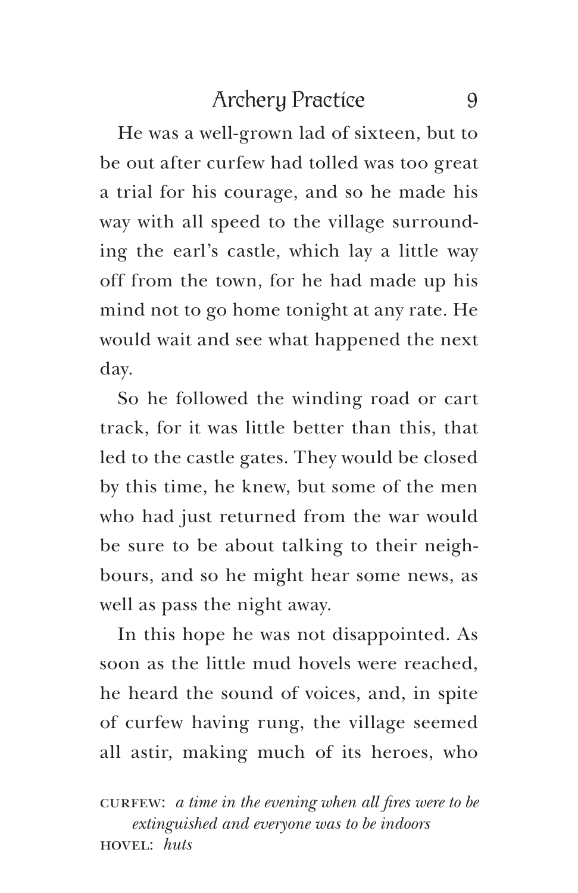He was a well-grown lad of sixteen, but to be out after curfew had tolled was too great a trial for his courage, and so he made his way with all speed to the village surrounding the earl's castle, which lay a little way off from the town, for he had made up his mind not to go home tonight at any rate. He would wait and see what happened the next day.

So he followed the winding road or cart track, for it was little better than this, that led to the castle gates. They would be closed by this time, he knew, but some of the men who had just returned from the war would be sure to be about talking to their neighbours, and so he might hear some news, as well as pass the night away.

In this hope he was not disappointed. As soon as the little mud hovels were reached, he heard the sound of voices, and, in spite of curfew having rung, the village seemed all astir, making much of its heroes, who

CURFEW: *a time in the evening when all fires were to be extinguished and everyone was to be indoors*
HOVEL: *huts*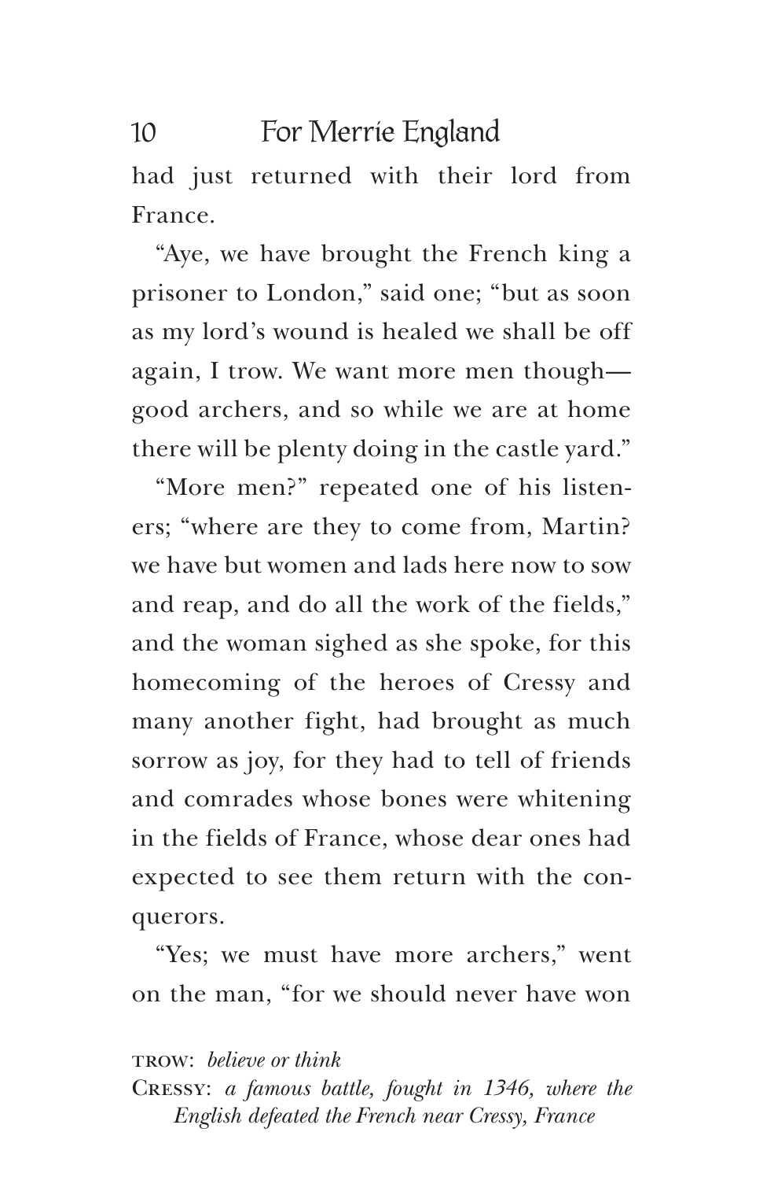had just returned with their lord from France.

"Aye, we have brought the French king a prisoner to London," said one; "but as soon as my lord's wound is healed we shall be off again, I trow. We want more men though—good archers, and so while we are at home there will be plenty doing in the castle yard."

"More men?" repeated one of his listeners; "where are they to come from, Martin? we have but women and lads here now to sow and reap, and do all the work of the fields," and the woman sighed as she spoke, for this homecoming of the heroes of Cressy and many another fight, had brought as much sorrow as joy, for they had to tell of friends and comrades whose bones were whitening in the fields of France, whose dear ones had expected to see them return with the conquerors.

"Yes; we must have more archers," went on the man, "for we should never have won

TROW: *believe or think*

CRESSY: *a famous battle, fought in 1346, where the English defeated the French near Cressy, France*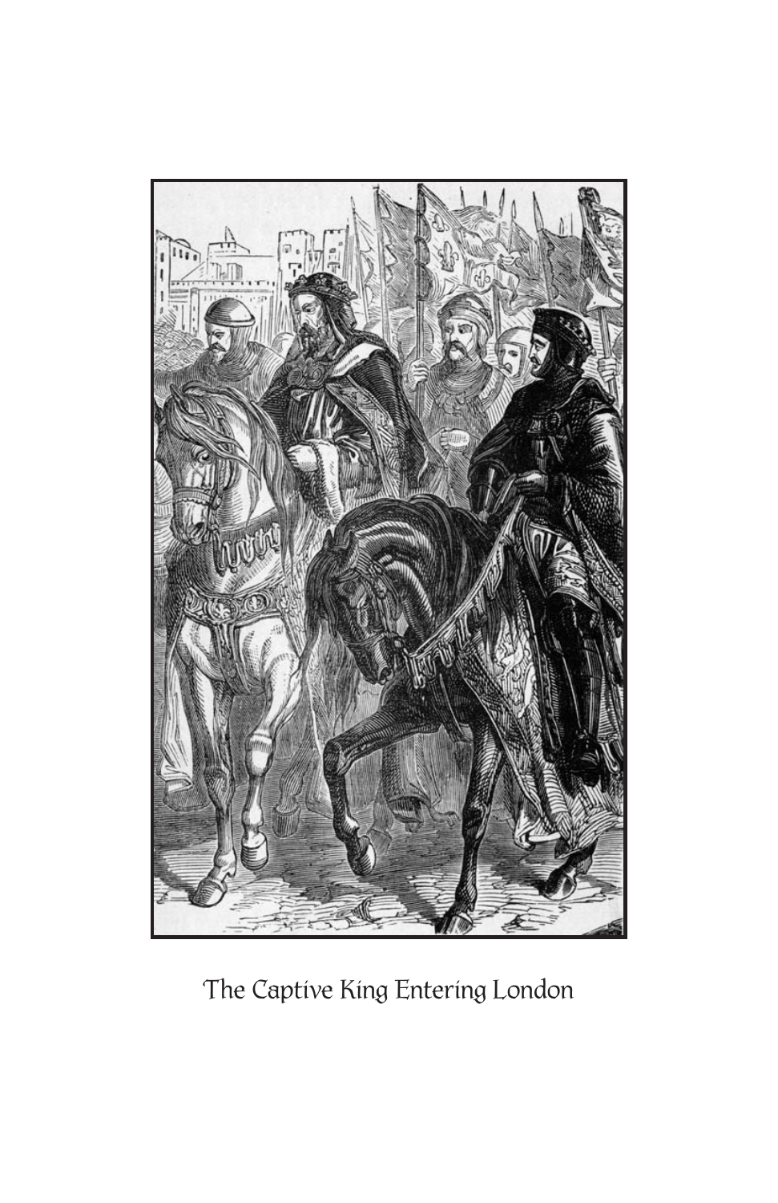The Captive King Entering London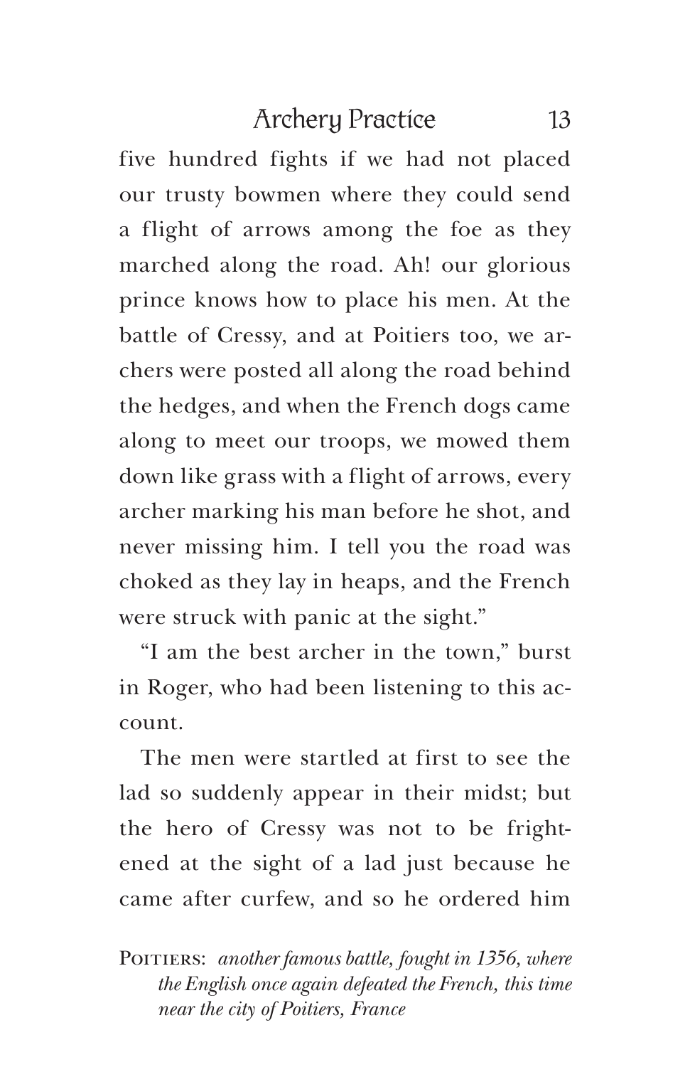five hundred fights if we had not placed our trusty bowmen where they could send a flight of arrows among the foe as they marched along the road. Ah! our glorious prince knows how to place his men. At the battle of Cressy, and at Poitiers too, we archers were posted all along the road behind the hedges, and when the French dogs came along to meet our troops, we mowed them down like grass with a flight of arrows, every archer marking his man before he shot, and never missing him. I tell you the road was choked as they lay in heaps, and the French were struck with panic at the sight."

"I am the best archer in the town," burst in Roger, who had been listening to this account.

The men were startled at first to see the lad so suddenly appear in their midst; but the hero of Cressy was not to be frightened at the sight of a lad just because he came after curfew, and so he ordered him

POITIERS: *another famous battle, fought in 1356, where the English once again defeated the French, this time near the city of Poitiers, France*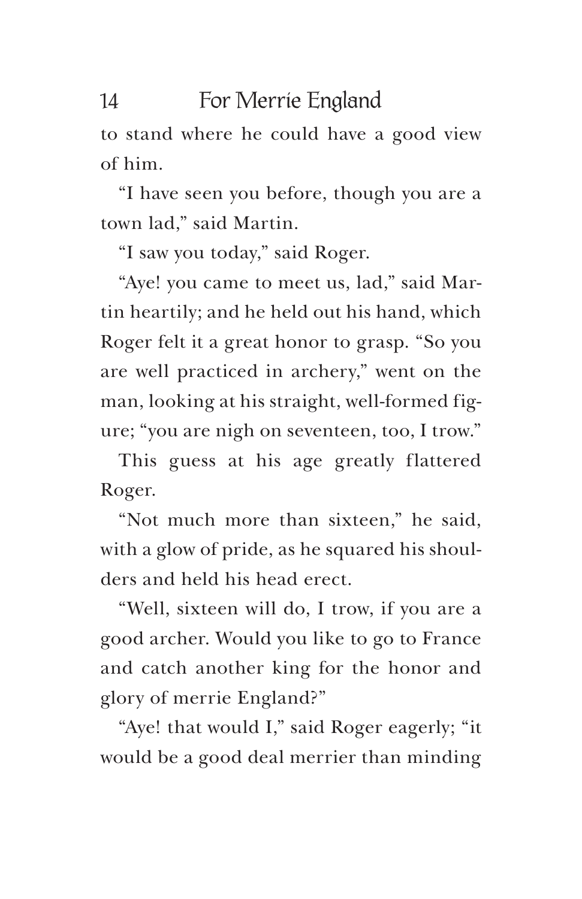to stand where he could have a good view of him.

"I have seen you before, though you are a town lad," said Martin.

"I saw you today," said Roger.

"Aye! you came to meet us, lad," said Martin heartily; and he held out his hand, which Roger felt it a great honor to grasp. "So you are well practiced in archery," went on the man, looking at his straight, well-formed figure; "you are nigh on seventeen, too, I trow."

This guess at his age greatly flattered Roger.

"Not much more than sixteen," he said, with a glow of pride, as he squared his shoulders and held his head erect.

"Well, sixteen will do, I trow, if you are a good archer. Would you like to go to France and catch another king for the honor and glory of merrie England?"

"Aye! that would I," said Roger eagerly; "it would be a good deal merrier than minding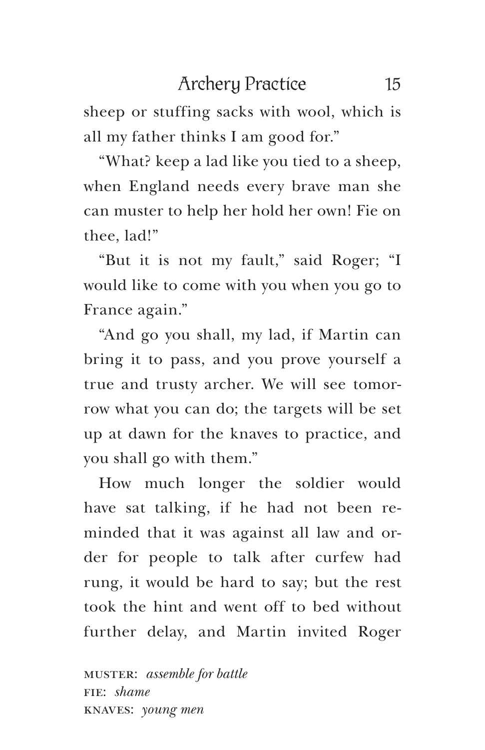sheep or stuffing sacks with wool, which is all my father thinks I am good for."

"What? keep a lad like you tied to a sheep, when England needs every brave man she can muster to help her hold her own! Fie on thee, lad!"

"But it is not my fault," said Roger; "I would like to come with you when you go to France again."

"And go you shall, my lad, if Martin can bring it to pass, and you prove yourself a true and trusty archer. We will see tomorrow what you can do; the targets will be set up at dawn for the knaves to practice, and you shall go with them."

How much longer the soldier would have sat talking, if he had not been reminded that it was against all law and order for people to talk after curfew had rung, it would be hard to say; but the rest took the hint and went off to bed without further delay, and Martin invited Roger

MUSTER: *assemble for battle*
FIE: *shame*
KNAVES: *young men*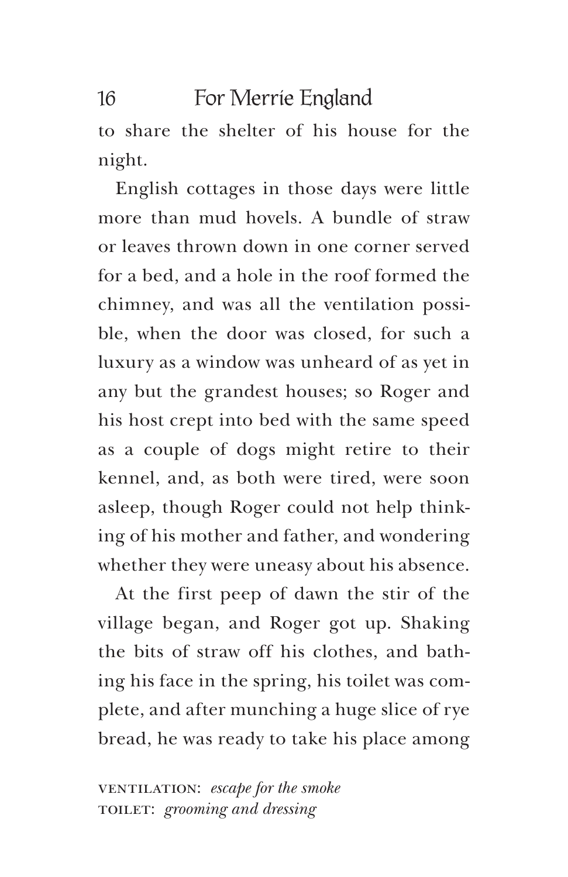to share the shelter of his house for the night.

English cottages in those days were little more than mud hovels. A bundle of straw or leaves thrown down in one corner served for a bed, and a hole in the roof formed the chimney, and was all the ventilation possible, when the door was closed, for such a luxury as a window was unheard of as yet in any but the grandest houses; so Roger and his host crept into bed with the same speed as a couple of dogs might retire to their kennel, and, as both were tired, were soon asleep, though Roger could not help thinking of his mother and father, and wondering whether they were uneasy about his absence.

At the first peep of dawn the stir of the village began, and Roger got up. Shaking the bits of straw off his clothes, and bathing his face in the spring, his toilet was complete, and after munching a huge slice of rye bread, he was ready to take his place among

VENTILATION: *escape for the smoke*
TOILET: *grooming and dressing*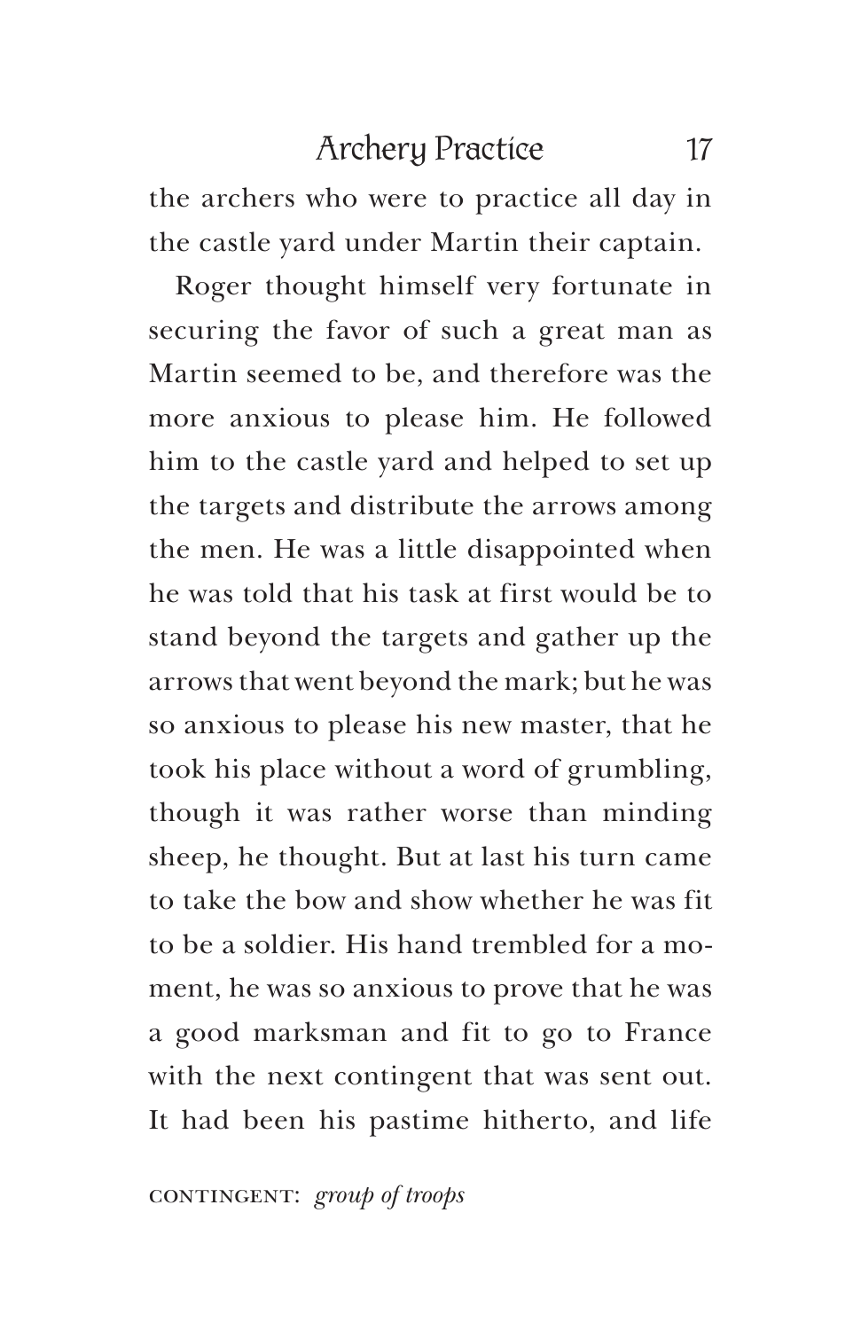the archers who were to practice all day in the castle yard under Martin their captain.

Roger thought himself very fortunate in securing the favor of such a great man as Martin seemed to be, and therefore was the more anxious to please him. He followed him to the castle yard and helped to set up the targets and distribute the arrows among the men. He was a little disappointed when he was told that his task at first would be to stand beyond the targets and gather up the arrows that went beyond the mark; but he was so anxious to please his new master, that he took his place without a word of grumbling, though it was rather worse than minding sheep, he thought. But at last his turn came to take the bow and show whether he was fit to be a soldier. His hand trembled for a moment, he was so anxious to prove that he was a good marksman and fit to go to France with the next contingent that was sent out. It had been his pastime hitherto, and life

CONTINGENT: *group of troops*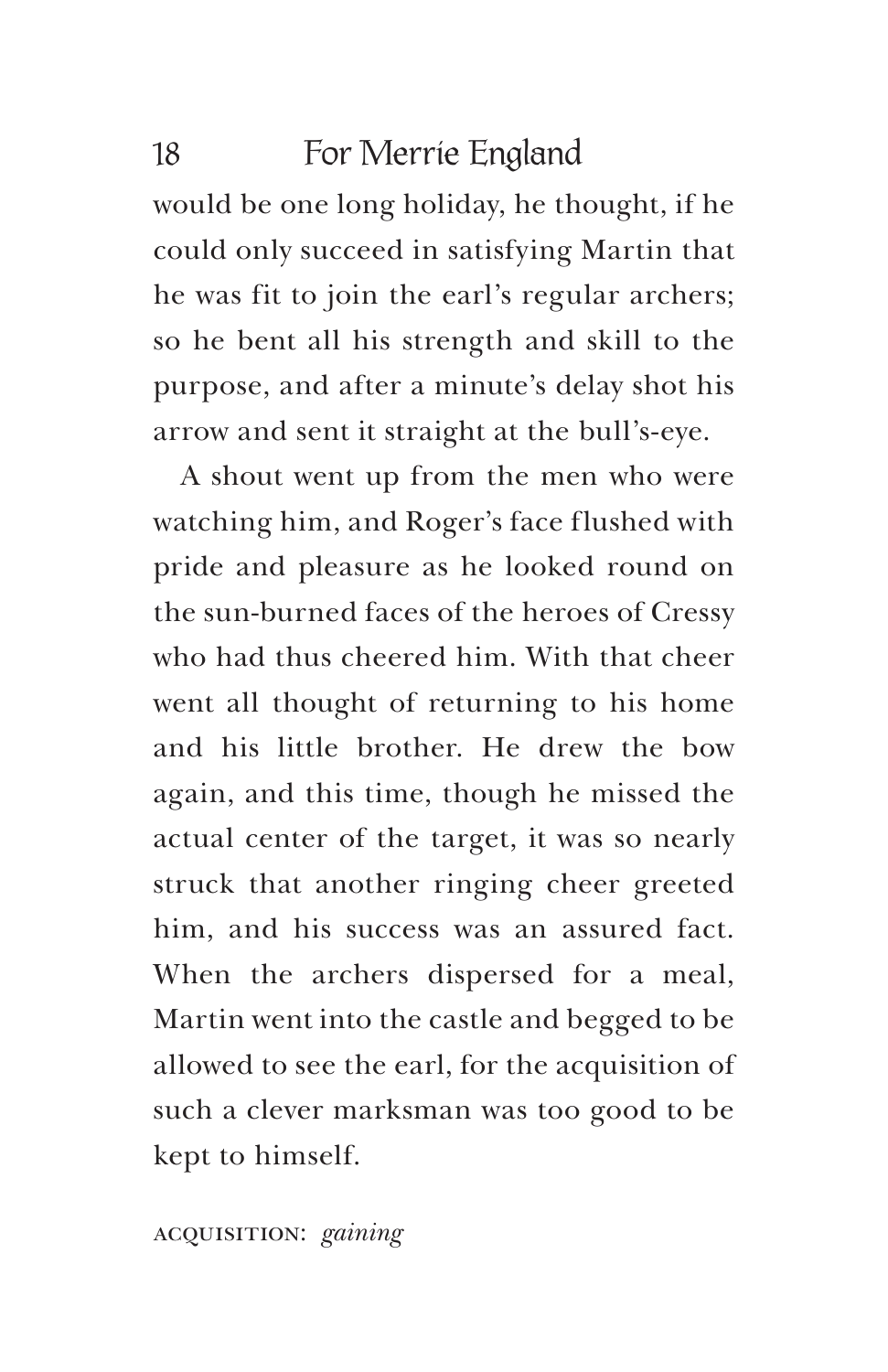would be one long holiday, he thought, if he could only succeed in satisfying Martin that he was fit to join the earl's regular archers; so he bent all his strength and skill to the purpose, and after a minute's delay shot his arrow and sent it straight at the bull's-eye.

A shout went up from the men who were watching him, and Roger's face flushed with pride and pleasure as he looked round on the sun-burned faces of the heroes of Cressy who had thus cheered him. With that cheer went all thought of returning to his home and his little brother. He drew the bow again, and this time, though he missed the actual center of the target, it was so nearly struck that another ringing cheer greeted him, and his success was an assured fact. When the archers dispersed for a meal, Martin went into the castle and begged to be allowed to see the earl, for the acquisition of such a clever marksman was too good to be kept to himself.

ACQUISITION: *gaining*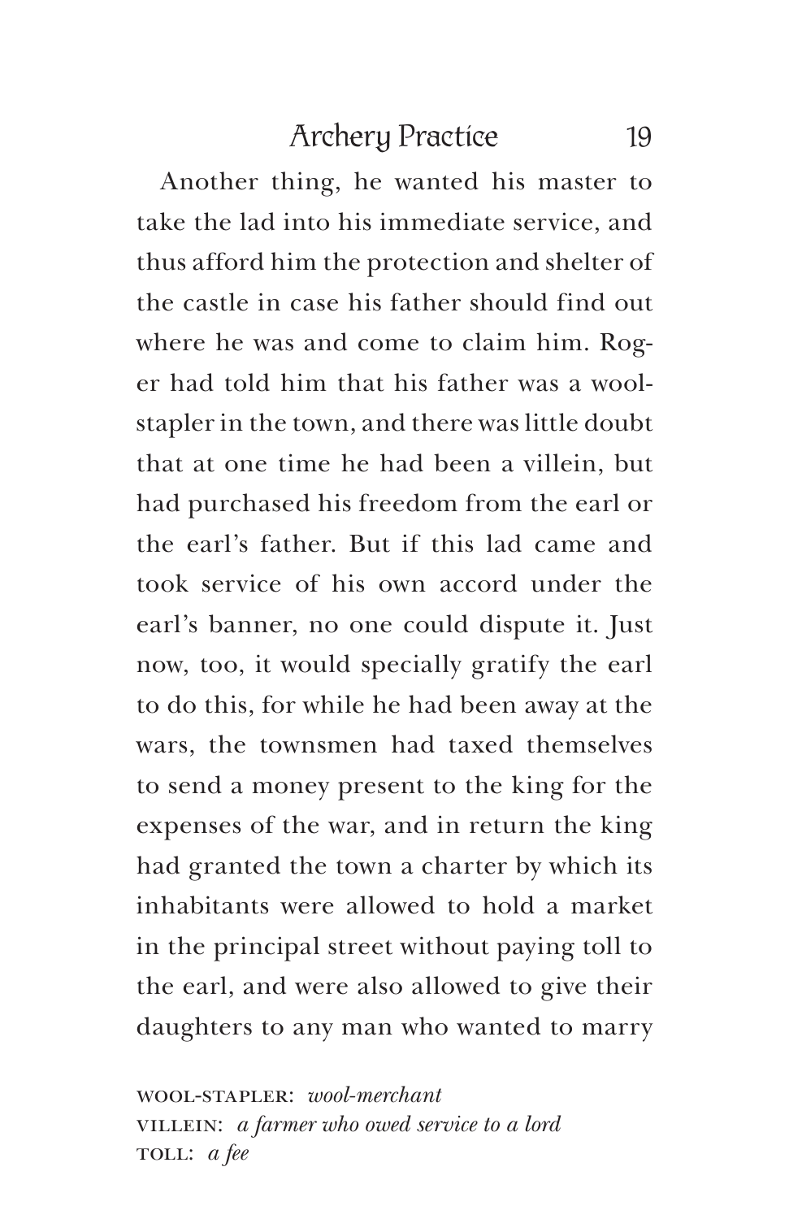Another thing, he wanted his master to take the lad into his immediate service, and thus afford him the protection and shelter of the castle in case his father should find out where he was and come to claim him. Roger had told him that his father was a wool-stapler in the town, and there was little doubt that at one time he had been a villein, but had purchased his freedom from the earl or the earl's father. But if this lad came and took service of his own accord under the earl's banner, no one could dispute it. Just now, too, it would specially gratify the earl to do this, for while he had been away at the wars, the townsmen had taxed themselves to send a money present to the king for the expenses of the war, and in return the king had granted the town a charter by which its inhabitants were allowed to hold a market in the principal street without paying toll to the earl, and were also allowed to give their daughters to any man who wanted to marry

WOOL-STAPLER: *wool-merchant*
VILLEIN: *a farmer who owed service to a lord*
TOLL: *a fee*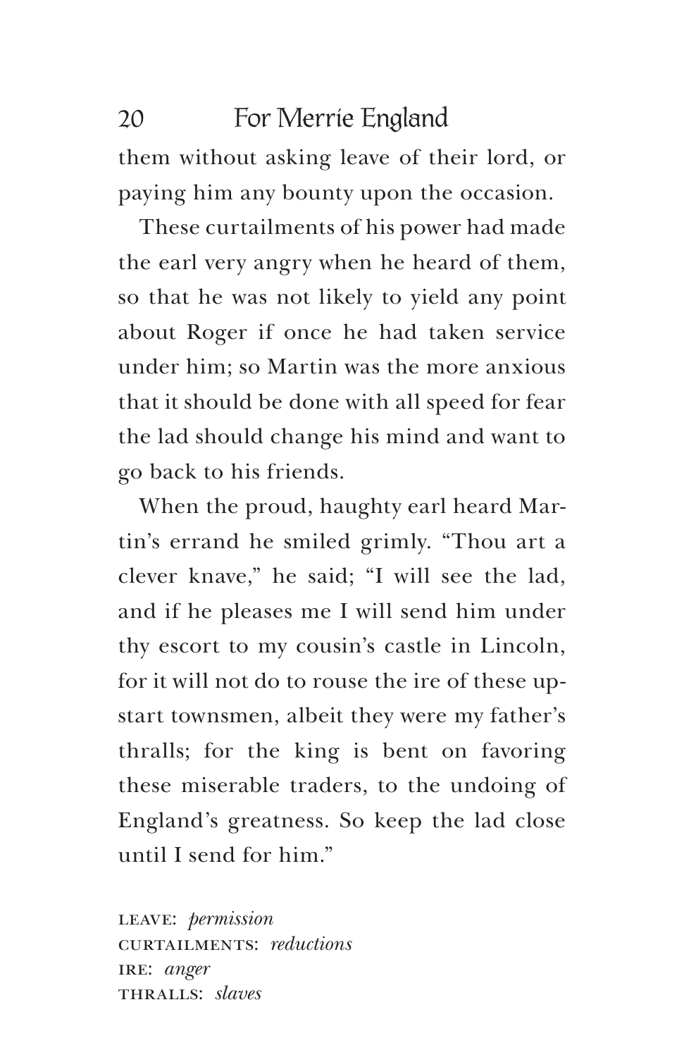them without asking leave of their lord, or paying him any bounty upon the occasion.

These curtailments of his power had made the earl very angry when he heard of them, so that he was not likely to yield any point about Roger if once he had taken service under him; so Martin was the more anxious that it should be done with all speed for fear the lad should change his mind and want to go back to his friends.

When the proud, haughty earl heard Martin's errand he smiled grimly. "Thou art a clever knave," he said; "I will see the lad, and if he pleases me I will send him under thy escort to my cousin's castle in Lincoln, for it will not do to rouse the ire of these upstart townsmen, albeit they were my father's thralls; for the king is bent on favoring these miserable traders, to the undoing of England's greatness. So keep the lad close until I send for him."

LEAVE: *permission*
CURTAILMENTS: *reductions*
IRE: *anger*
THRALLS: *slaves*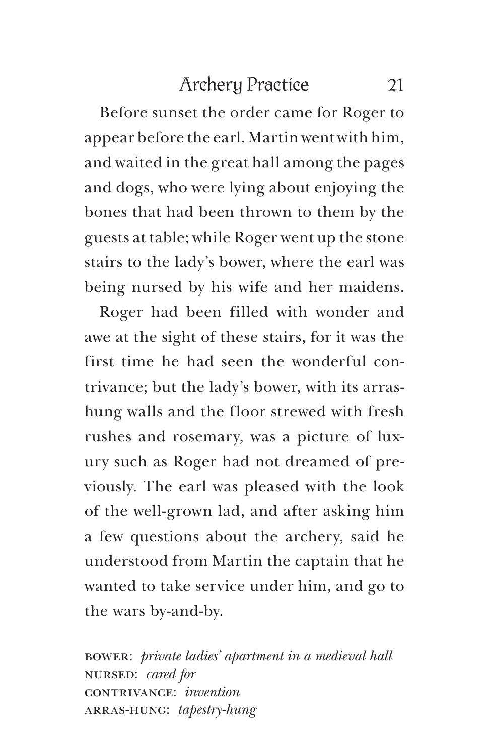Before sunset the order came for Roger to appear before the earl. Martin went with him, and waited in the great hall among the pages and dogs, who were lying about enjoying the bones that had been thrown to them by the guests at table; while Roger went up the stone stairs to the lady's bower, where the earl was being nursed by his wife and her maidens.

Roger had been filled with wonder and awe at the sight of these stairs, for it was the first time he had seen the wonderful contrivance; but the lady's bower, with its arras-hung walls and the floor strewed with fresh rushes and rosemary, was a picture of luxury such as Roger had not dreamed of previously. The earl was pleased with the look of the well-grown lad, and after asking him a few questions about the archery, said he understood from Martin the captain that he wanted to take service under him, and go to the wars by-and-by.

BOWER: *private ladies' apartment in a medieval hall*
NURSED: *cared for*
CONTRIVANCE: *invention*
ARRAS-HUNG: *tapestry-hung*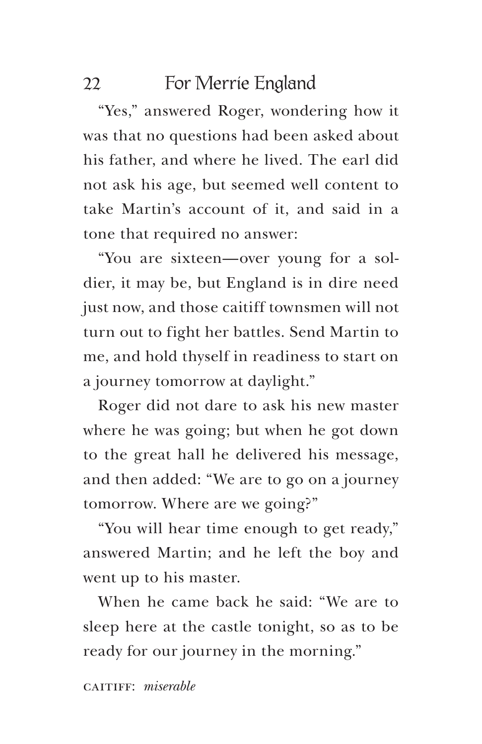"Yes," answered Roger, wondering how it was that no questions had been asked about his father, and where he lived. The earl did not ask his age, but seemed well content to take Martin's account of it, and said in a tone that required no answer:

"You are sixteen—over young for a soldier, it may be, but England is in dire need just now, and those caitiff townsmen will not turn out to fight her battles. Send Martin to me, and hold thyself in readiness to start on a journey tomorrow at daylight."

Roger did not dare to ask his new master where he was going; but when he got down to the great hall he delivered his message, and then added: "We are to go on a journey tomorrow. Where are we going?"

"You will hear time enough to get ready," answered Martin; and he left the boy and went up to his master.

When he came back he said: "We are to sleep here at the castle tonight, so as to be ready for our journey in the morning."

CAITIFF: *miserable*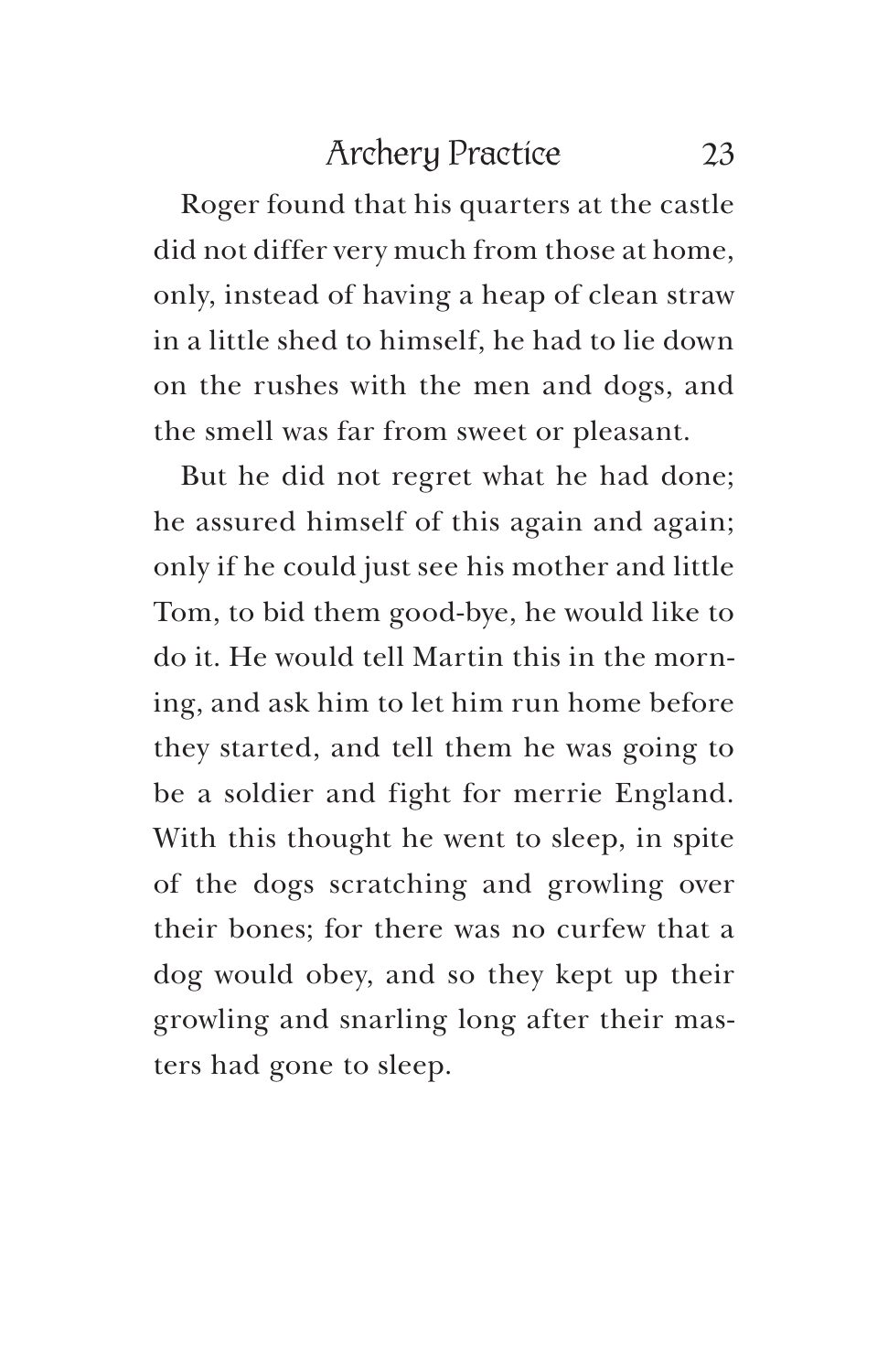Roger found that his quarters at the castle did not differ very much from those at home, only, instead of having a heap of clean straw in a little shed to himself, he had to lie down on the rushes with the men and dogs, and the smell was far from sweet or pleasant.

But he did not regret what he had done; he assured himself of this again and again; only if he could just see his mother and little Tom, to bid them good-bye, he would like to do it. He would tell Martin this in the morning, and ask him to let him run home before they started, and tell them he was going to be a soldier and fight for merrie England. With this thought he went to sleep, in spite of the dogs scratching and growling over their bones; for there was no curfew that a dog would obey, and so they kept up their growling and snarling long after their masters had gone to sleep.